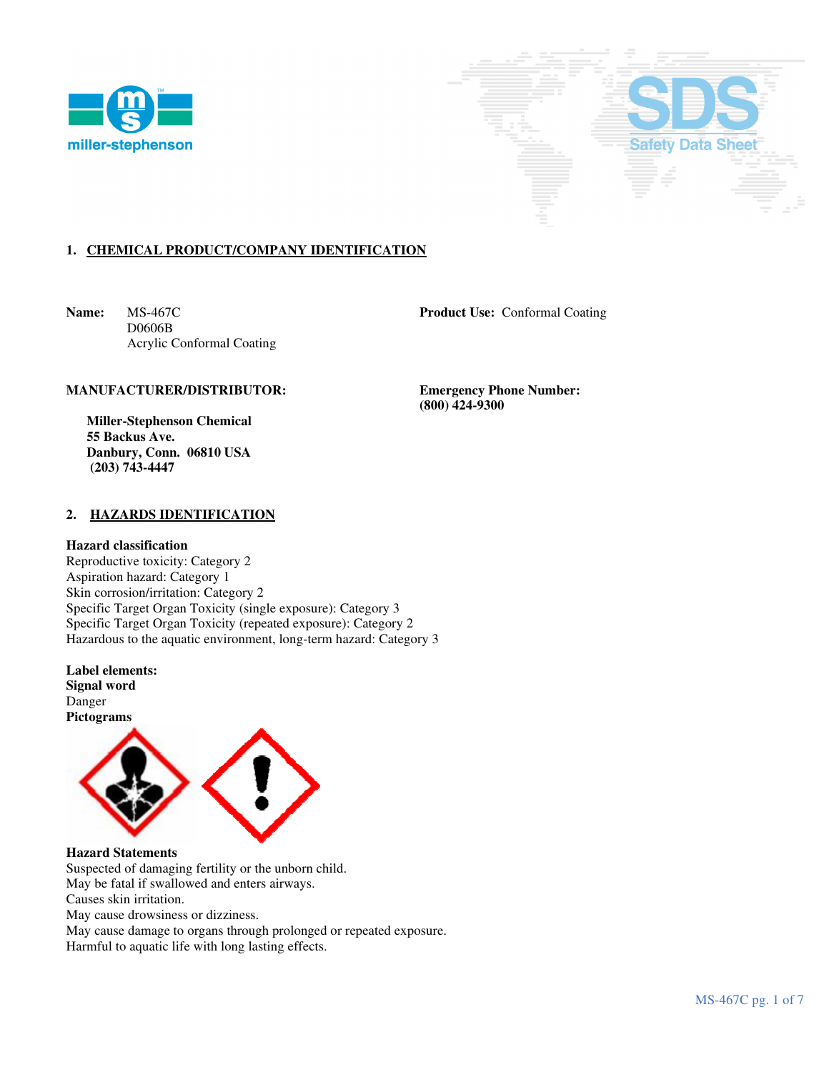## 1. CHEMICAL PRODUCT/COMPANY IDENTIFICATION

**Name:** MS-467C
D0606B
Acrylic Conformal Coating

**Product Use:** Conformal Coating

**MANUFACTURER/DISTRIBUTOR:**

**Miller-Stephenson Chemical**
**55 Backus Ave.**
**Danbury, Conn. 06810 USA**
**(203) 743-4447**

**Emergency Phone Number:**
**(800) 424-9300**

## 2. HAZARDS IDENTIFICATION

**Hazard classification**
Reproductive toxicity: Category 2
Aspiration hazard: Category 1
Skin corrosion/irritation: Category 2
Specific Target Organ Toxicity (single exposure): Category 3
Specific Target Organ Toxicity (repeated exposure): Category 2
Hazardous to the aquatic environment, long-term hazard: Category 3

**Label elements:**
**Signal word**
Danger
**Pictograms**

**Hazard Statements**
Suspected of damaging fertility or the unborn child.
May be fatal if swallowed and enters airways.
Causes skin irritation.
May cause drowsiness or dizziness.
May cause damage to organs through prolonged or repeated exposure.
Harmful to aquatic life with long lasting effects.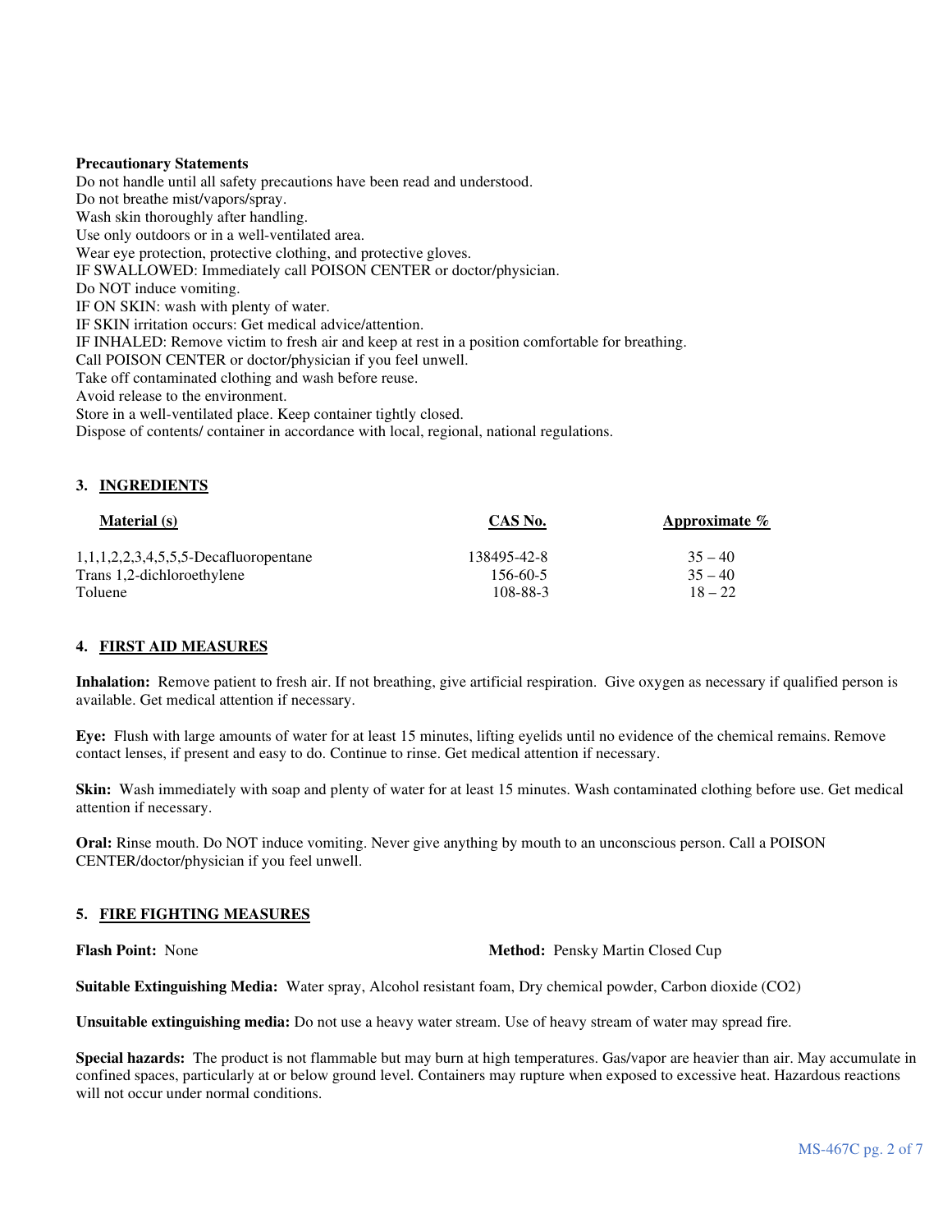**Precautionary Statements**

Do not handle until all safety precautions have been read and understood.
Do not breathe mist/vapors/spray.
Wash skin thoroughly after handling.
Use only outdoors or in a well-ventilated area.
Wear eye protection, protective clothing, and protective gloves.
IF SWALLOWED: Immediately call POISON CENTER or doctor/physician.
Do NOT induce vomiting.
IF ON SKIN: wash with plenty of water.
IF SKIN irritation occurs: Get medical advice/attention.
IF INHALED: Remove victim to fresh air and keep at rest in a position comfortable for breathing.
Call POISON CENTER or doctor/physician if you feel unwell.
Take off contaminated clothing and wash before reuse.
Avoid release to the environment.
Store in a well-ventilated place. Keep container tightly closed.
Dispose of contents/ container in accordance with local, regional, national regulations.

## 3. INGREDIENTS

| Material (s) | CAS No. | Approximate % |
|---|---|---|
| 1,1,1,2,2,3,4,5,5,5-Decafluoropentane | 138495-42-8 | 35 – 40 |
| Trans 1,2-dichloroethylene | 156-60-5 | 35 – 40 |
| Toluene | 108-88-3 | 18 – 22 |

## 4. FIRST AID MEASURES

**Inhalation:** Remove patient to fresh air. If not breathing, give artificial respiration. Give oxygen as necessary if qualified person is available. Get medical attention if necessary.

**Eye:** Flush with large amounts of water for at least 15 minutes, lifting eyelids until no evidence of the chemical remains. Remove contact lenses, if present and easy to do. Continue to rinse. Get medical attention if necessary.

**Skin:** Wash immediately with soap and plenty of water for at least 15 minutes. Wash contaminated clothing before use. Get medical attention if necessary.

**Oral:** Rinse mouth. Do NOT induce vomiting. Never give anything by mouth to an unconscious person. Call a POISON CENTER/doctor/physician if you feel unwell.

## 5. FIRE FIGHTING MEASURES

**Flash Point:** None **Method:** Pensky Martin Closed Cup

**Suitable Extinguishing Media:** Water spray, Alcohol resistant foam, Dry chemical powder, Carbon dioxide ($CO_2$)

**Unsuitable extinguishing media:** Do not use a heavy water stream. Use of heavy stream of water may spread fire.

**Special hazards:** The product is not flammable but may burn at high temperatures. Gas/vapor are heavier than air. May accumulate in confined spaces, particularly at or below ground level. Containers may rupture when exposed to excessive heat. Hazardous reactions will not occur under normal conditions.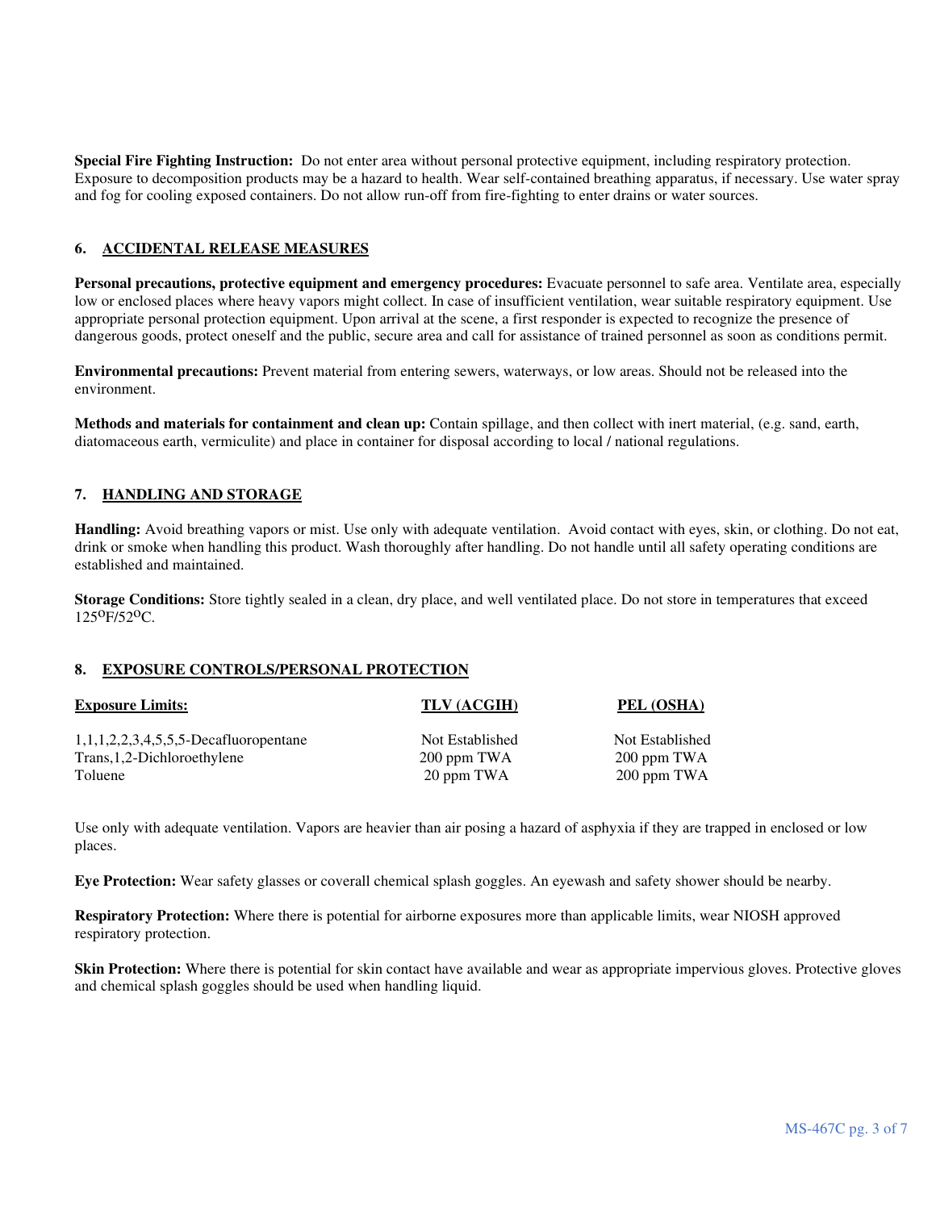**Special Fire Fighting Instruction:** Do not enter area without personal protective equipment, including respiratory protection. Exposure to decomposition products may be a hazard to health. Wear self-contained breathing apparatus, if necessary. Use water spray and fog for cooling exposed containers. Do not allow run-off from fire-fighting to enter drains or water sources.

## 6. ACCIDENTAL RELEASE MEASURES

**Personal precautions, protective equipment and emergency procedures:** Evacuate personnel to safe area. Ventilate area, especially low or enclosed places where heavy vapors might collect. In case of insufficient ventilation, wear suitable respiratory equipment. Use appropriate personal protection equipment. Upon arrival at the scene, a first responder is expected to recognize the presence of dangerous goods, protect oneself and the public, secure area and call for assistance of trained personnel as soon as conditions permit.

**Environmental precautions:** Prevent material from entering sewers, waterways, or low areas. Should not be released into the environment.

**Methods and materials for containment and clean up:** Contain spillage, and then collect with inert material, (e.g. sand, earth, diatomaceous earth, vermiculite) and place in container for disposal according to local / national regulations.

## 7. HANDLING AND STORAGE

**Handling:** Avoid breathing vapors or mist. Use only with adequate ventilation. Avoid contact with eyes, skin, or clothing. Do not eat, drink or smoke when handling this product. Wash thoroughly after handling. Do not handle until all safety operating conditions are established and maintained.

**Storage Conditions:** Store tightly sealed in a clean, dry place, and well ventilated place. Do not store in temperatures that exceed 125$^{O}$F/52$^{O}$C.

## 8. EXPOSURE CONTROLS/PERSONAL PROTECTION

| Exposure Limits: | TLV (ACGIH) | PEL (OSHA) |
|---|---|---|
| 1,1,1,2,2,3,4,5,5,5-Decafluoropentane | Not Established | Not Established |
| Trans,1,2-Dichloroethylene | 200 ppm TWA | 200 ppm TWA |
| Toluene | 20 ppm TWA | 200 ppm TWA |

Use only with adequate ventilation. Vapors are heavier than air posing a hazard of asphyxia if they are trapped in enclosed or low places.

**Eye Protection:** Wear safety glasses or coverall chemical splash goggles. An eyewash and safety shower should be nearby.

**Respiratory Protection:** Where there is potential for airborne exposures more than applicable limits, wear NIOSH approved respiratory protection.

**Skin Protection:** Where there is potential for skin contact have available and wear as appropriate impervious gloves. Protective gloves and chemical splash goggles should be used when handling liquid.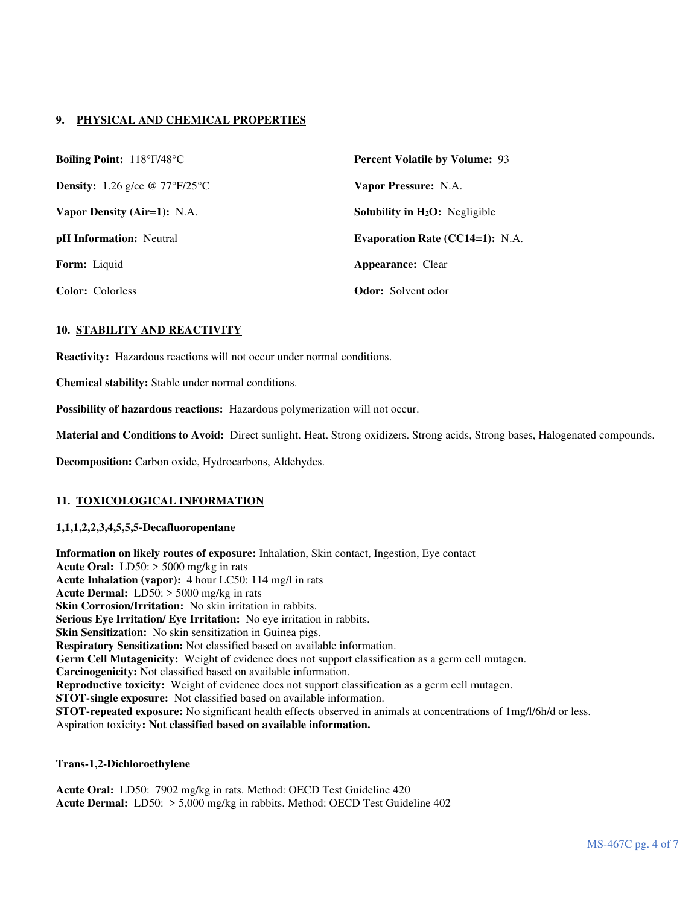## 9. PHYSICAL AND CHEMICAL PROPERTIES

**Boiling Point:** 118°F/48°C

**Percent Volatile by Volume:** 93

**Density:** 1.26 g/cc @ 77°F/25°C

**Vapor Pressure:** N.A.

**Vapor Density (Air=1):** N.A.

**Solubility in $H_2O$:** Negligible

**pH Information:** Neutral

**Evaporation Rate (CC14=1):** N.A.

**Form:** Liquid

**Appearance:** Clear

**Color:** Colorless

**Odor:** Solvent odor

## 10. STABILITY AND REACTIVITY

**Reactivity:** Hazardous reactions will not occur under normal conditions.

**Chemical stability:** Stable under normal conditions.

**Possibility of hazardous reactions:** Hazardous polymerization will not occur.

**Material and Conditions to Avoid:** Direct sunlight. Heat. Strong oxidizers. Strong acids, Strong bases, Halogenated compounds.

**Decomposition:** Carbon oxide, Hydrocarbons, Aldehydes.

## 11. TOXICOLOGICAL INFORMATION

**1,1,1,2,2,3,4,5,5,5-Decafluoropentane**

**Information on likely routes of exposure:** Inhalation, Skin contact, Ingestion, Eye contact
**Acute Oral:** LD50: > 5000 mg/kg in rats
**Acute Inhalation (vapor):** 4 hour LC50: 114 mg/l in rats
**Acute Dermal:** LD50: > 5000 mg/kg in rats
**Skin Corrosion/Irritation:** No skin irritation in rabbits.
**Serious Eye Irritation/ Eye Irritation:** No eye irritation in rabbits.
**Skin Sensitization:** No skin sensitization in Guinea pigs.
**Respiratory Sensitization:** Not classified based on available information.
**Germ Cell Mutagenicity:** Weight of evidence does not support classification as a germ cell mutagen.
**Carcinogenicity:** Not classified based on available information.
**Reproductive toxicity:** Weight of evidence does not support classification as a germ cell mutagen.
**STOT-single exposure:** Not classified based on available information.
**STOT-repeated exposure:** No significant health effects observed in animals at concentrations of 1mg/l/6h/d or less.
Aspiration toxicity**: Not classified based on available information.**

**Trans-1,2-Dichloroethylene**

**Acute Oral:** LD50: 7902 mg/kg in rats. Method: OECD Test Guideline 420
**Acute Dermal:** LD50: > 5,000 mg/kg in rabbits. Method: OECD Test Guideline 402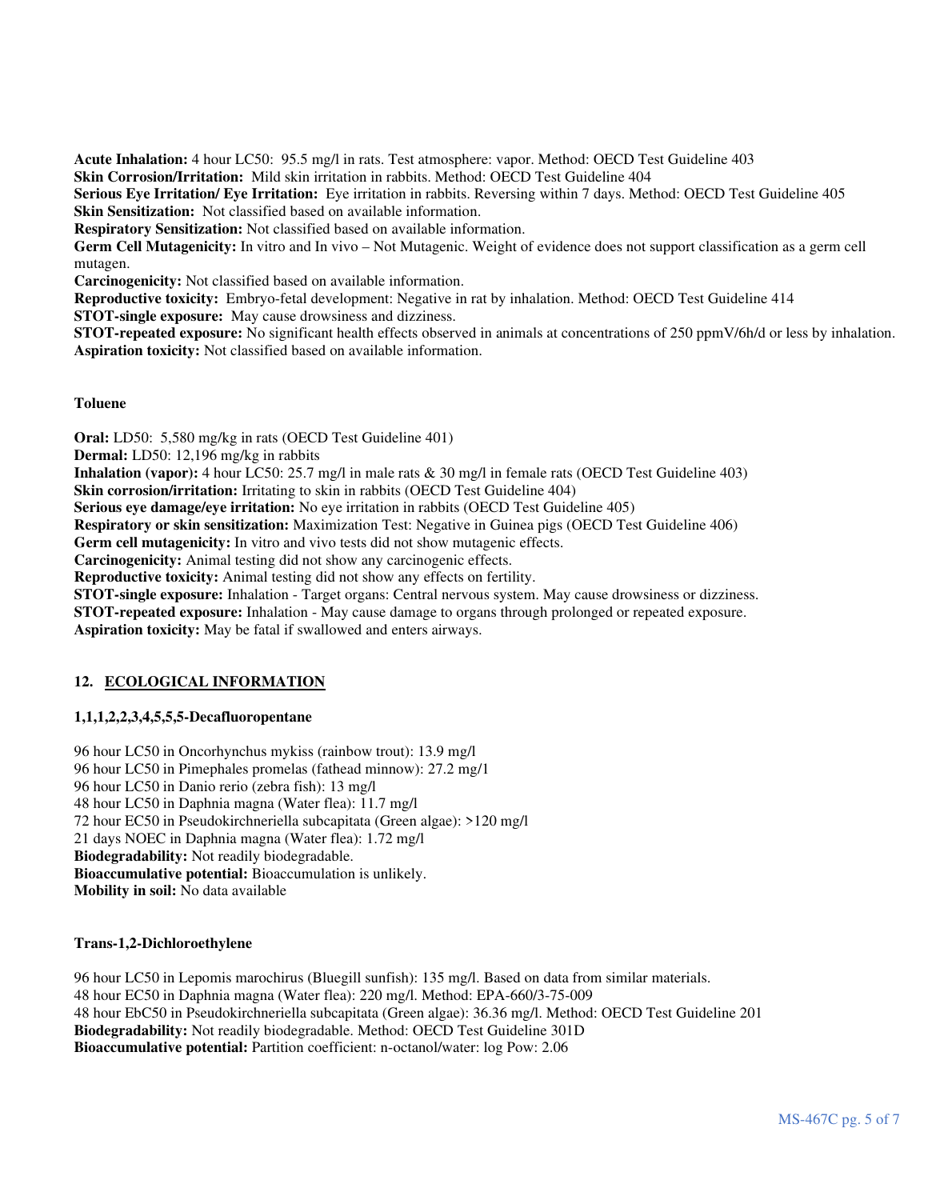**Acute Inhalation:** 4 hour LC50: 95.5 mg/l in rats. Test atmosphere: vapor. Method: OECD Test Guideline 403
**Skin Corrosion/Irritation:** Mild skin irritation in rabbits. Method: OECD Test Guideline 404
**Serious Eye Irritation/ Eye Irritation:** Eye irritation in rabbits. Reversing within 7 days. Method: OECD Test Guideline 405
**Skin Sensitization:** Not classified based on available information.
**Respiratory Sensitization:** Not classified based on available information.
**Germ Cell Mutagenicity:** In vitro and In vivo – Not Mutagenic. Weight of evidence does not support classification as a germ cell mutagen.
**Carcinogenicity:** Not classified based on available information.
**Reproductive toxicity:** Embryo-fetal development: Negative in rat by inhalation. Method: OECD Test Guideline 414
**STOT-single exposure:** May cause drowsiness and dizziness.
**STOT-repeated exposure:** No significant health effects observed in animals at concentrations of 250 ppmV/6h/d or less by inhalation.
**Aspiration toxicity:** Not classified based on available information.

**Toluene**

**Oral:** LD50: 5,580 mg/kg in rats (OECD Test Guideline 401)
**Dermal:** LD50: 12,196 mg/kg in rabbits
**Inhalation (vapor):** 4 hour LC50: 25.7 mg/l in male rats & 30 mg/l in female rats (OECD Test Guideline 403)
**Skin corrosion/irritation:** Irritating to skin in rabbits (OECD Test Guideline 404)
**Serious eye damage/eye irritation:** No eye irritation in rabbits (OECD Test Guideline 405)
**Respiratory or skin sensitization:** Maximization Test: Negative in Guinea pigs (OECD Test Guideline 406)
**Germ cell mutagenicity:** In vitro and vivo tests did not show mutagenic effects.
**Carcinogenicity:** Animal testing did not show any carcinogenic effects.
**Reproductive toxicity:** Animal testing did not show any effects on fertility.
**STOT-single exposure:** Inhalation - Target organs: Central nervous system. May cause drowsiness or dizziness.
**STOT-repeated exposure:** Inhalation - May cause damage to organs through prolonged or repeated exposure.
**Aspiration toxicity:** May be fatal if swallowed and enters airways.

## 12. ECOLOGICAL INFORMATION

**1,1,1,2,2,3,4,5,5,5-Decafluoropentane**

96 hour LC50 in Oncorhynchus mykiss (rainbow trout): 13.9 mg/l
96 hour LC50 in Pimephales promelas (fathead minnow): 27.2 mg/1
96 hour LC50 in Danio rerio (zebra fish): 13 mg/l
48 hour LC50 in Daphnia magna (Water flea): 11.7 mg/l
72 hour EC50 in Pseudokirchneriella subcapitata (Green algae): >120 mg/l
21 days NOEC in Daphnia magna (Water flea): 1.72 mg/l
**Biodegradability:** Not readily biodegradable.
**Bioaccumulative potential:** Bioaccumulation is unlikely.
**Mobility in soil:** No data available

**Trans-1,2-Dichloroethylene**

96 hour LC50 in Lepomis marochirus (Bluegill sunfish): 135 mg/l. Based on data from similar materials.
48 hour EC50 in Daphnia magna (Water flea): 220 mg/l. Method: EPA-660/3-75-009
48 hour EbC50 in Pseudokirchneriella subcapitata (Green algae): 36.36 mg/l. Method: OECD Test Guideline 201
**Biodegradability:** Not readily biodegradable. Method: OECD Test Guideline 301D
**Bioaccumulative potential:** Partition coefficient: n-octanol/water: log Pow: 2.06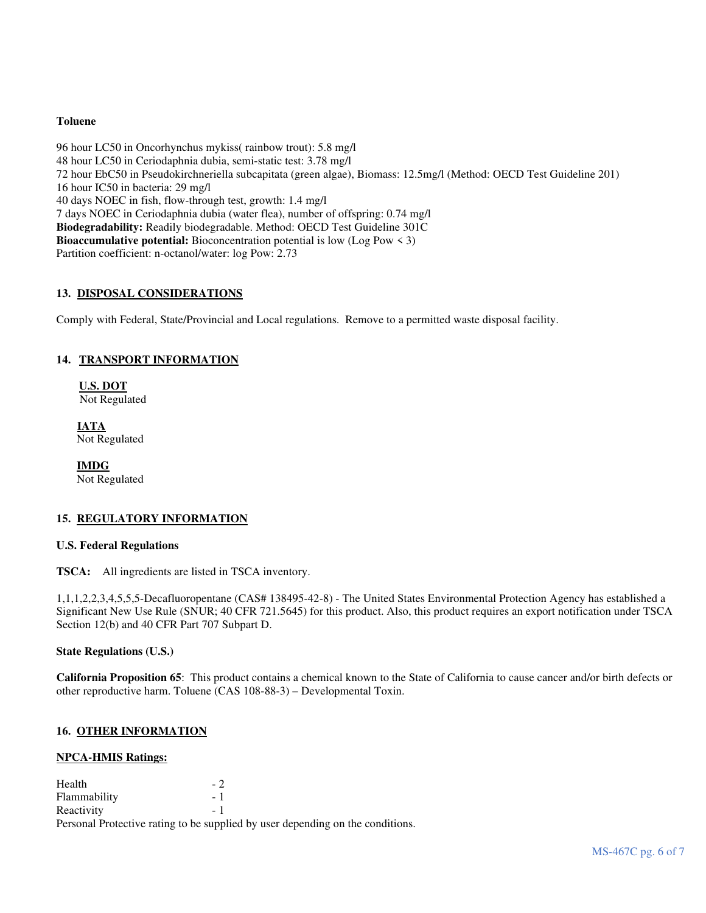**Toluene**

96 hour LC50 in Oncorhynchus mykiss( rainbow trout): 5.8 mg/l
48 hour LC50 in Ceriodaphnia dubia, semi-static test: 3.78 mg/l
72 hour EbC50 in Pseudokirchneriella subcapitata (green algae), Biomass: 12.5mg/l (Method: OECD Test Guideline 201)
16 hour IC50 in bacteria: 29 mg/l
40 days NOEC in fish, flow-through test, growth: 1.4 mg/l
7 days NOEC in Ceriodaphnia dubia (water flea), number of offspring: 0.74 mg/l
**Biodegradability:** Readily biodegradable. Method: OECD Test Guideline 301C
**Bioaccumulative potential:** Bioconcentration potential is low (Log Pow < 3)
Partition coefficient: n-octanol/water: log Pow: 2.73

## 13. DISPOSAL CONSIDERATIONS

Comply with Federal, State/Provincial and Local regulations. Remove to a permitted waste disposal facility.

## 14. TRANSPORT INFORMATION

**U.S. DOT**
Not Regulated

**IATA**
Not Regulated

**IMDG**
Not Regulated

## 15. REGULATORY INFORMATION

**U.S. Federal Regulations**

**TSCA:** All ingredients are listed in TSCA inventory.

1,1,1,2,2,3,4,5,5,5-Decafluoropentane (CAS# 138495-42-8) - The United States Environmental Protection Agency has established a Significant New Use Rule (SNUR; 40 CFR 721.5645) for this product. Also, this product requires an export notification under TSCA Section 12(b) and 40 CFR Part 707 Subpart D.

**State Regulations (U.S.)**

**California Proposition 65**: This product contains a chemical known to the State of California to cause cancer and/or birth defects or other reproductive harm. Toluene (CAS 108-88-3) – Developmental Toxin.

## 16. OTHER INFORMATION

**NPCA-HMIS Ratings:**

Health - 2
Flammability - 1
Reactivity - 1
Personal Protective rating to be supplied by user depending on the conditions.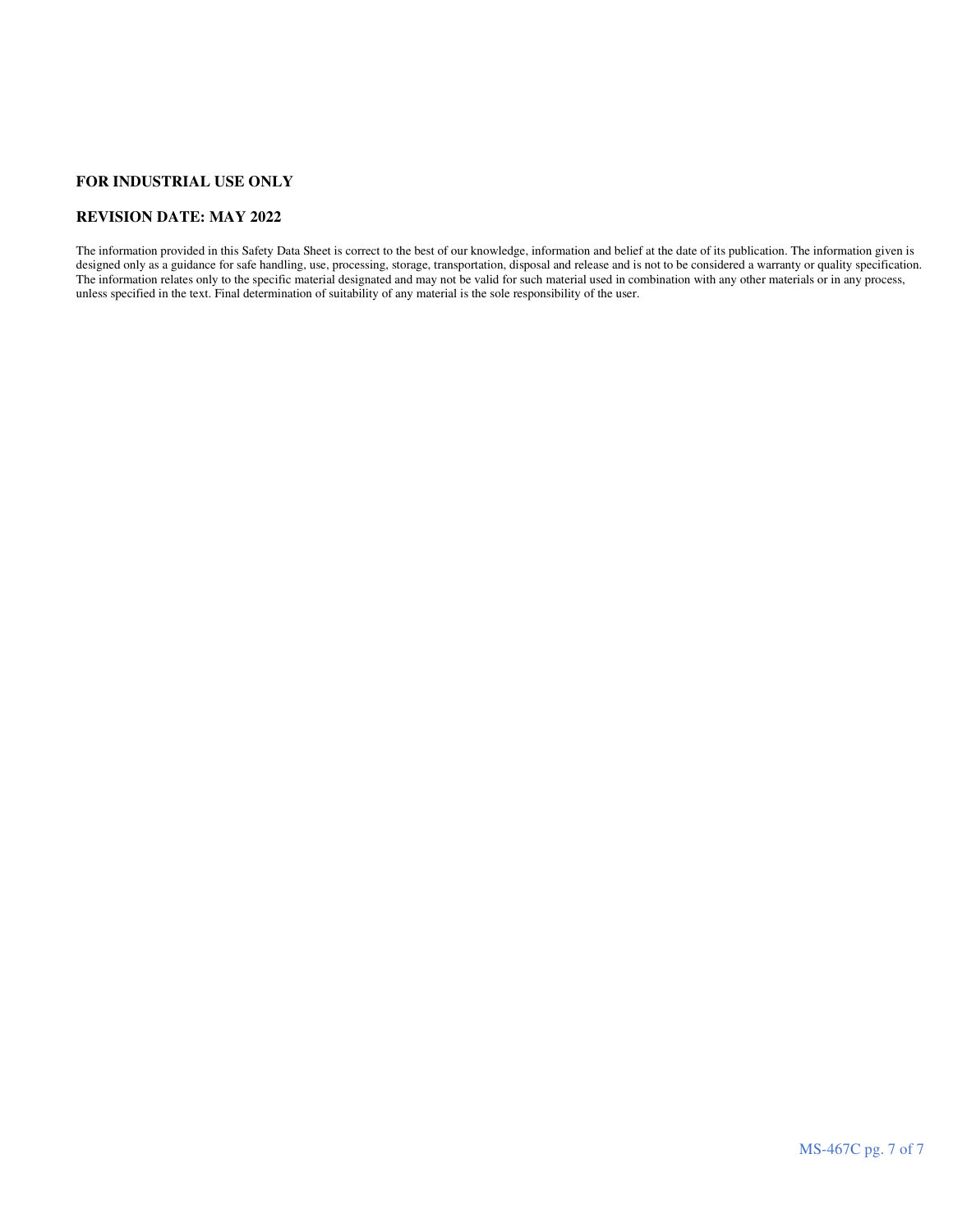**FOR INDUSTRIAL USE ONLY**

**REVISION DATE: MAY 2022**

The information provided in this Safety Data Sheet is correct to the best of our knowledge, information and belief at the date of its publication. The information given is designed only as a guidance for safe handling, use, processing, storage, transportation, disposal and release and is not to be considered a warranty or quality specification. The information relates only to the specific material designated and may not be valid for such material used in combination with any other materials or in any process, unless specified in the text. Final determination of suitability of any material is the sole responsibility of the user.